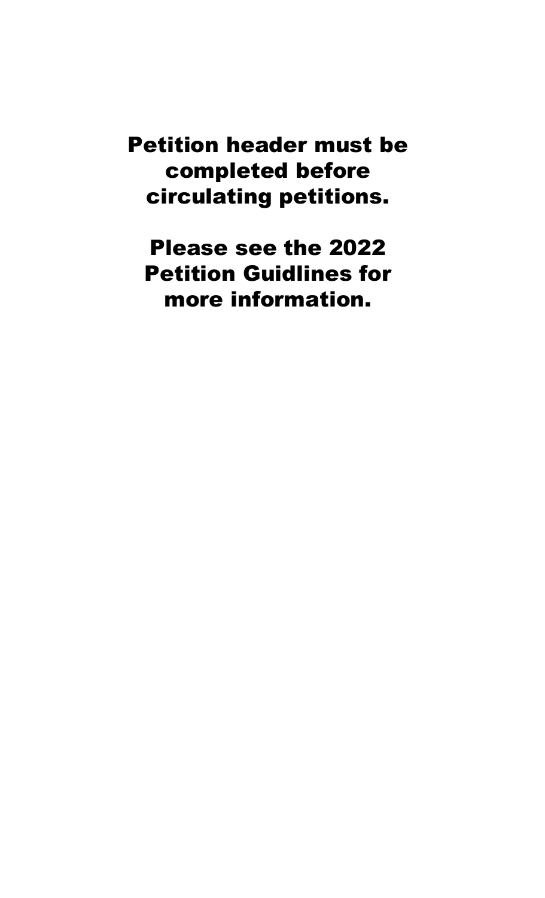**Petition header must be completed before circulating petitions.**

**Please see the 2022 Petition Guidlines for more information.**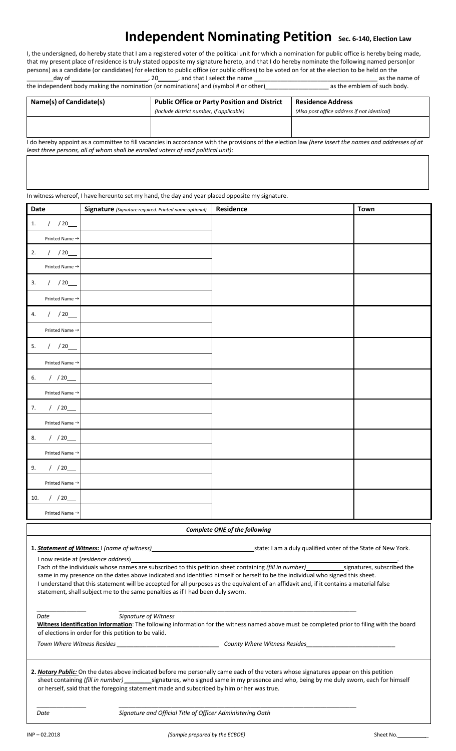# Independent Nominating Petition Sec. 6-140, Election Law

I, the undersigned, do hereby state that I am a registered voter of the political unit for which a nomination for public office is hereby being made, that my present place of residence is truly stated opposite my signature hereto, and that I do hereby nominate the following named person(or persons) as a candidate (or candidates) for election to public office (or public offices) to be voted on for at the election to be held on the ________day of ______________________, 20______, and that I select the name ___________________________________ as the name of the independent body making the nomination (or nominations) and (symbol # or other)__________________ as the emblem of such body.

| Name(s) of Candidate(s) | Public Office or Party Position and District *(Include district number, if applicable)* | Residence Address *(Also post office address if not identical)* |
|---|---|---|
| | | |

I do hereby appoint as a committee to fill vacancies in accordance with the provisions of the election law *(here insert the names and addresses of at least three persons, all of whom shall be enrolled voters of said political unit)*:

In witness whereof, I have hereunto set my hand, the day and year placed opposite my signature.

| Date | Signature *(Signature required. Printed name optional)* | Residence | Town |
|---|---|---|---|
| 1. / / 20___ | | | |
| Printed Name → | | | |
| 2. / / 20___ | | | |
| Printed Name → | | | |
| 3. / / 20___ | | | |
| Printed Name → | | | |
| 4. / / 20___ | | | |
| Printed Name → | | | |
| 5. / / 20___ | | | |
| Printed Name → | | | |
| 6. / / 20___ | | | |
| Printed Name → | | | |
| 7. / / 20___ | | | |
| Printed Name → | | | |
| 8. / / 20___ | | | |
| Printed Name → | | | |
| 9. / / 20___ | | | |
| Printed Name → | | | |
| 10. / / 20___ | | | |
| Printed Name → | | | |

***Complete ONE of the following***

**1. *Statement of Witness:*** I *(name of witness)*______________________________state: I am a duly qualified voter of the State of New York.

I now reside at (*residence address*)_____________________________________________________________________________.

Each of the individuals whose names are subscribed to this petition sheet containing *(fill in number)*___________signatures, subscribed the same in my presence on the dates above indicated and identified himself or herself to be the individual who signed this sheet.

I understand that this statement will be accepted for all purposes as the equivalent of an affidavit and, if it contains a material false statement, shall subject me to the same penalties as if I had been duly sworn.

______________ ____________________________________________________________________

*Date* *Signature of Witness*

**Witness Identification Information**: The following information for the witness named above must be completed prior to filing with the board of elections in order for this petition to be valid.

*Town Where Witness Resides* ______________________________ *County Where Witness Resides*__________________________

**2. *Notary Public:*** On the dates above indicated before me personally came each of the voters whose signatures appear on this petition sheet containing *(fill in number)*________signatures, who signed same in my presence and who, being by me duly sworn, each for himself or herself, said that the foregoing statement made and subscribed by him or her was true.

______________ ____________________________________________________________________

*Date* *Signature and Official Title of Officer Administering Oath*

INP – 02.2018 *(Sample prepared by the ECBOE)* Sheet No.__________